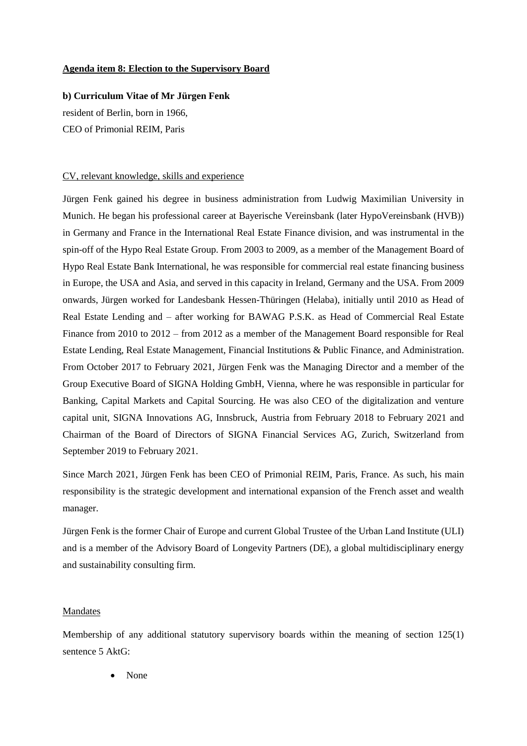**Agenda item 8: Election to the Supervisory Board**

**b) Curriculum Vitae of Mr Jürgen Fenk**

resident of Berlin, born in 1966,
CEO of Primonial REIM, Paris

CV, relevant knowledge, skills and experience

Jürgen Fenk gained his degree in business administration from Ludwig Maximilian University in Munich. He began his professional career at Bayerische Vereinsbank (later HypoVereinsbank (HVB)) in Germany and France in the International Real Estate Finance division, and was instrumental in the spin-off of the Hypo Real Estate Group. From 2003 to 2009, as a member of the Management Board of Hypo Real Estate Bank International, he was responsible for commercial real estate financing business in Europe, the USA and Asia, and served in this capacity in Ireland, Germany and the USA. From 2009 onwards, Jürgen worked for Landesbank Hessen-Thüringen (Helaba), initially until 2010 as Head of Real Estate Lending and – after working for BAWAG P.S.K. as Head of Commercial Real Estate Finance from 2010 to 2012 – from 2012 as a member of the Management Board responsible for Real Estate Lending, Real Estate Management, Financial Institutions & Public Finance, and Administration. From October 2017 to February 2021, Jürgen Fenk was the Managing Director and a member of the Group Executive Board of SIGNA Holding GmbH, Vienna, where he was responsible in particular for Banking, Capital Markets and Capital Sourcing. He was also CEO of the digitalization and venture capital unit, SIGNA Innovations AG, Innsbruck, Austria from February 2018 to February 2021 and Chairman of the Board of Directors of SIGNA Financial Services AG, Zurich, Switzerland from September 2019 to February 2021.

Since March 2021, Jürgen Fenk has been CEO of Primonial REIM, Paris, France. As such, his main responsibility is the strategic development and international expansion of the French asset and wealth manager.

Jürgen Fenk is the former Chair of Europe and current Global Trustee of the Urban Land Institute (ULI) and is a member of the Advisory Board of Longevity Partners (DE), a global multidisciplinary energy and sustainability consulting firm.

Mandates

Membership of any additional statutory supervisory boards within the meaning of section 125(1) sentence 5 AktG:

- None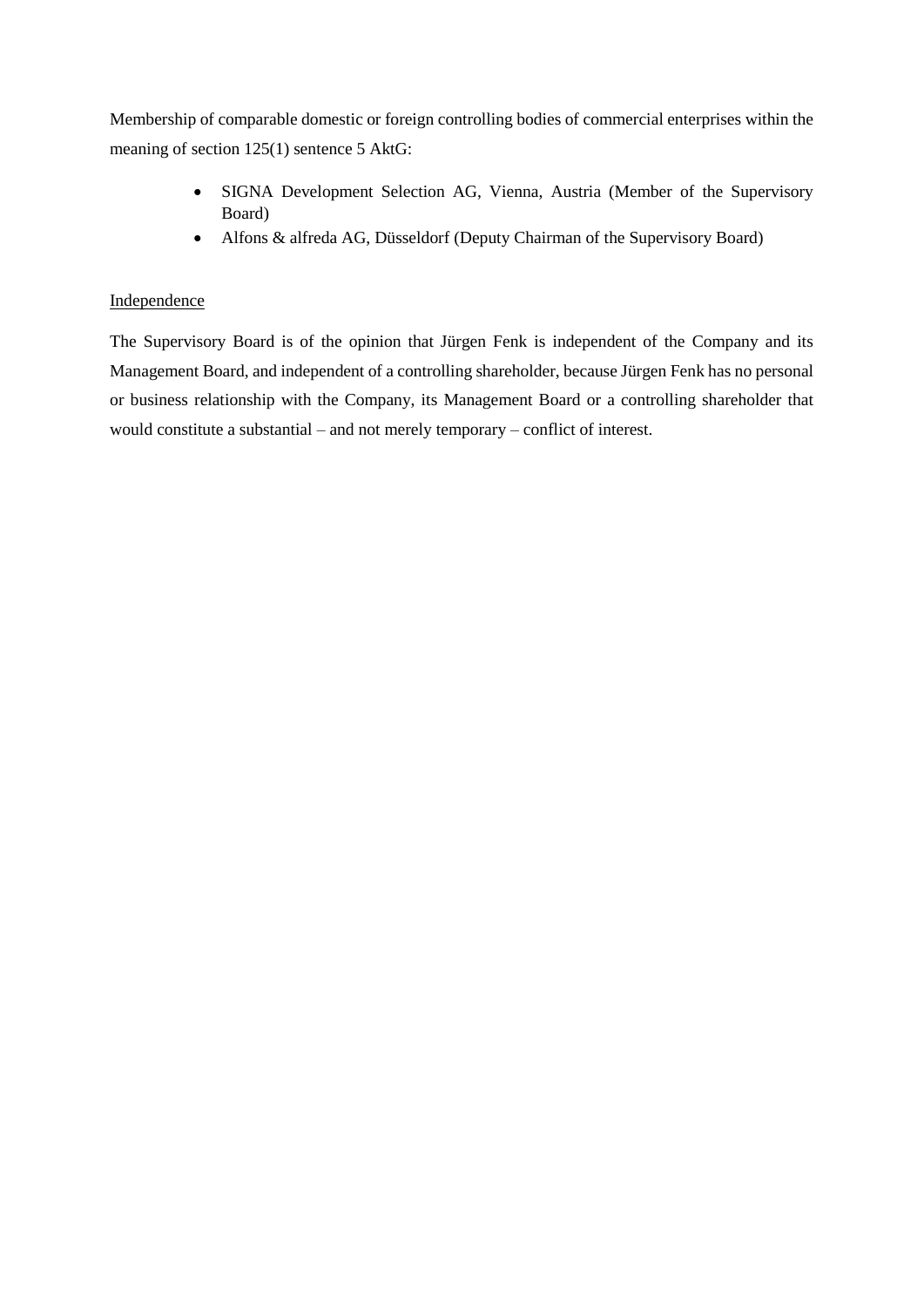Membership of comparable domestic or foreign controlling bodies of commercial enterprises within the meaning of section 125(1) sentence 5 AktG:

- SIGNA Development Selection AG, Vienna, Austria (Member of the Supervisory Board)
- Alfons & alfreda AG, Düsseldorf (Deputy Chairman of the Supervisory Board)

Independence

The Supervisory Board is of the opinion that Jürgen Fenk is independent of the Company and its Management Board, and independent of a controlling shareholder, because Jürgen Fenk has no personal or business relationship with the Company, its Management Board or a controlling shareholder that would constitute a substantial – and not merely temporary – conflict of interest.